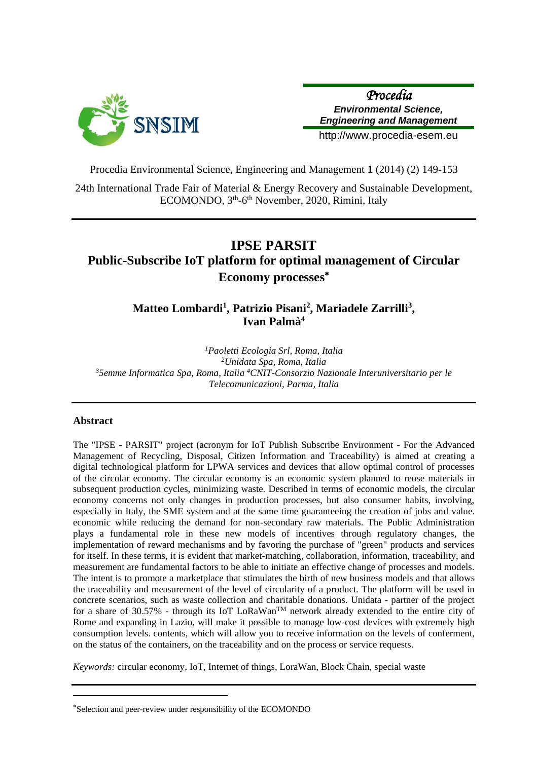24th International Trade Fair of Material & Energy Recovery and Sustainable Development, ECOMONDO, 3th-6th November, 2020, Rimini, Italy

# IPSE PARSIT
## Public-Subscribe IoT platform for optimal management of Circular Economy processes*

**Matteo Lombardi[1], Patrizio Pisani[2], Mariadele Zarrilli[3], Ivan Palmà[4]**

*[1]Paoletti Ecologia Srl, Roma, Italia*
*[2]Unidata Spa, Roma, Italia*
*[3]5emme Informatica Spa, Roma, Italia [4]CNIT-Consorzio Nazionale Interuniversitario per le Telecomunicazioni, Parma, Italia*

### Abstract

The "IPSE - PARSIT" project (acronym for IoT Publish Subscribe Environment - For the Advanced Management of Recycling, Disposal, Citizen Information and Traceability) is aimed at creating a digital technological platform for LPWA services and devices that allow optimal control of processes of the circular economy. The circular economy is an economic system planned to reuse materials in subsequent production cycles, minimizing waste. Described in terms of economic models, the circular economy concerns not only changes in production processes, but also consumer habits, involving, especially in Italy, the SME system and at the same time guaranteeing the creation of jobs and value. economic while reducing the demand for non-secondary raw materials. The Public Administration plays a fundamental role in these new models of incentives through regulatory changes, the implementation of reward mechanisms and by favoring the purchase of "green" products and services for itself. In these terms, it is evident that market-matching, collaboration, information, traceability, and measurement are fundamental factors to be able to initiate an effective change of processes and models. The intent is to promote a marketplace that stimulates the birth of new business models and that allows the traceability and measurement of the level of circularity of a product. The platform will be used in concrete scenarios, such as waste collection and charitable donations. Unidata - partner of the project for a share of 30.57% - through its IoT LoRaWan™ network already extended to the entire city of Rome and expanding in Lazio, will make it possible to manage low-cost devices with extremely high consumption levels. contents, which will allow you to receive information on the levels of conferment, on the status of the containers, on the traceability and on the process or service requests.

*Keywords:* circular economy, IoT, Internet of things, LoraWan, Block Chain, special waste

---

*Selection and peer-review under responsibility of the ECOMONDO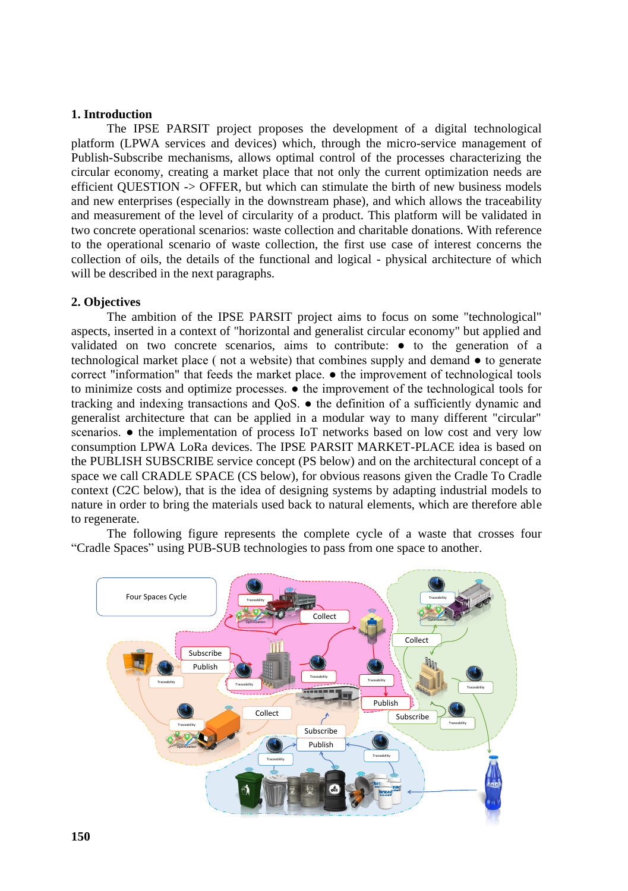## 1. Introduction

The IPSE PARSIT project proposes the development of a digital technological platform (LPWA services and devices) which, through the micro-service management of Publish-Subscribe mechanisms, allows optimal control of the processes characterizing the circular economy, creating a market place that not only the current optimization needs are efficient QUESTION -> OFFER, but which can stimulate the birth of new business models and new enterprises (especially in the downstream phase), and which allows the traceability and measurement of the level of circularity of a product. This platform will be validated in two concrete operational scenarios: waste collection and charitable donations. With reference to the operational scenario of waste collection, the first use case of interest concerns the collection of oils, the details of the functional and logical - physical architecture of which will be described in the next paragraphs.

## 2. Objectives

The ambition of the IPSE PARSIT project aims to focus on some "technological" aspects, inserted in a context of "horizontal and generalist circular economy" but applied and validated on two concrete scenarios, aims to contribute: ● to the generation of a technological market place ( not a website) that combines supply and demand ● to generate correct "information" that feeds the market place. ● the improvement of technological tools to minimize costs and optimize processes. ● the improvement of the technological tools for tracking and indexing transactions and QoS. ● the definition of a sufficiently dynamic and generalist architecture that can be applied in a modular way to many different "circular" scenarios. ● the implementation of process IoT networks based on low cost and very low consumption LPWA LoRa devices. The IPSE PARSIT MARKET-PLACE idea is based on the PUBLISH SUBSCRIBE service concept (PS below) and on the architectural concept of a space we call CRADLE SPACE (CS below), for obvious reasons given the Cradle To Cradle context (C2C below), that is the idea of designing systems by adapting industrial models to nature in order to bring the materials used back to natural elements, which are therefore able to regenerate.

The following figure represents the complete cycle of a waste that crosses four "Cradle Spaces" using PUB-SUB technologies to pass from one space to another.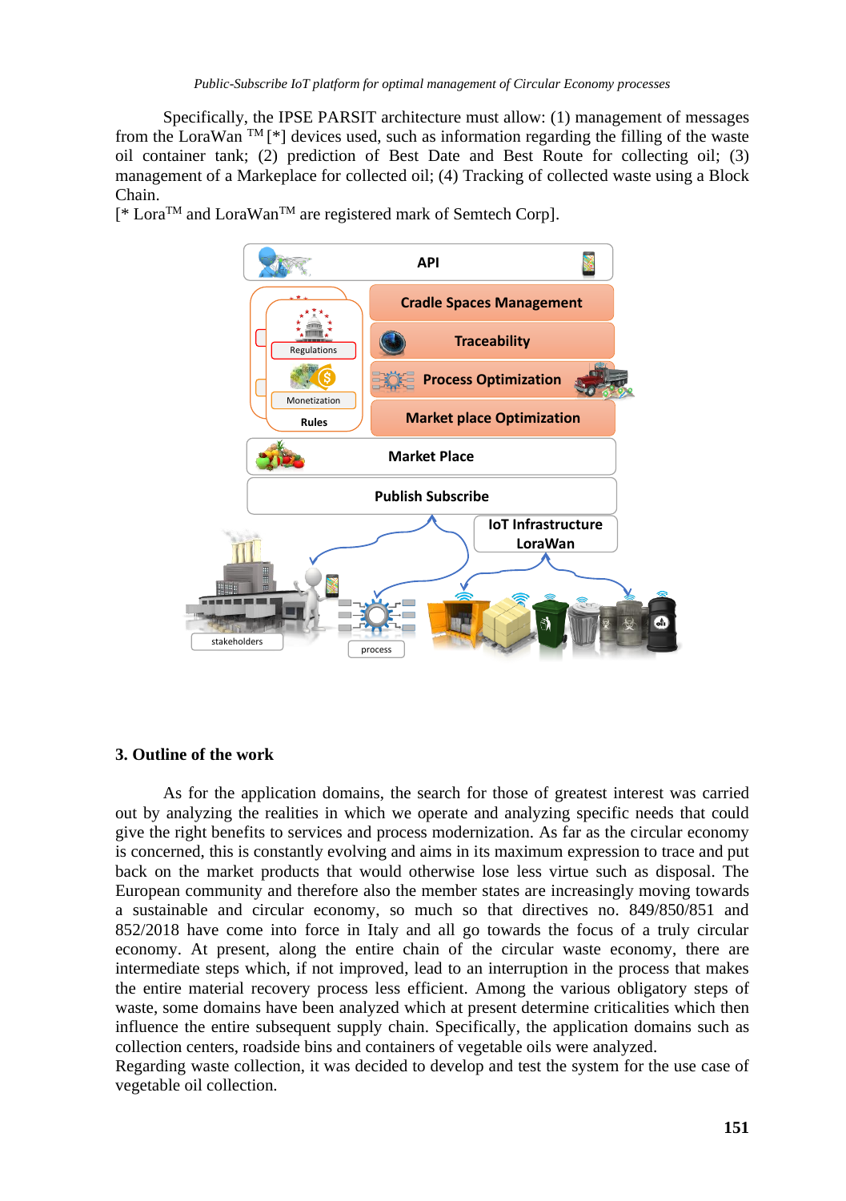Specifically, the IPSE PARSIT architecture must allow: (1) management of messages from the LoraWan TM [*] devices used, such as information regarding the filling of the waste oil container tank; (2) prediction of Best Date and Best Route for collecting oil; (3) management of a Markeplace for collected oil; (4) Tracking of collected waste using a Block Chain.

[* LoraTM and LoraWanTM are registered mark of Semtech Corp].

API

Cradle Spaces Management

Traceability

Process Optimization

Market place Optimization

Regulations

Monetization

Rules

Market Place

Publish Subscribe

IoT Infrastructure LoraWan

stakeholders

process

## 3. Outline of the work

As for the application domains, the search for those of greatest interest was carried out by analyzing the realities in which we operate and analyzing specific needs that could give the right benefits to services and process modernization. As far as the circular economy is concerned, this is constantly evolving and aims in its maximum expression to trace and put back on the market products that would otherwise lose less virtue such as disposal. The European community and therefore also the member states are increasingly moving towards a sustainable and circular economy, so much so that directives no. 849/850/851 and 852/2018 have come into force in Italy and all go towards the focus of a truly circular economy. At present, along the entire chain of the circular waste economy, there are intermediate steps which, if not improved, lead to an interruption in the process that makes the entire material recovery process less efficient. Among the various obligatory steps of waste, some domains have been analyzed which at present determine criticalities which then influence the entire subsequent supply chain. Specifically, the application domains such as collection centers, roadside bins and containers of vegetable oils were analyzed.

Regarding waste collection, it was decided to develop and test the system for the use case of vegetable oil collection.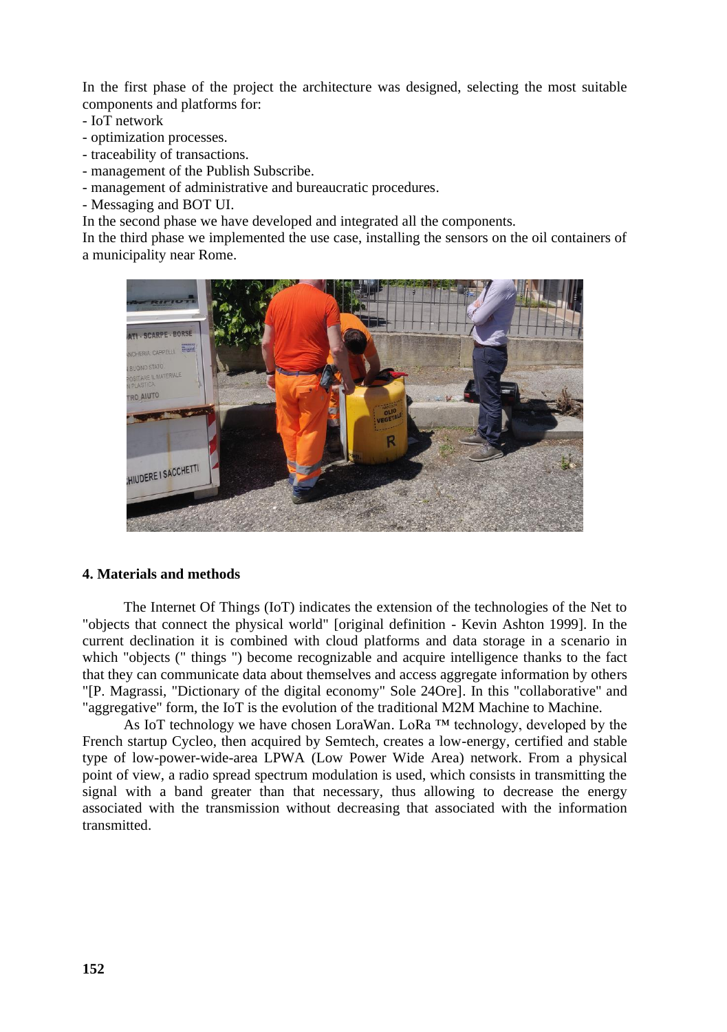In the first phase of the project the architecture was designed, selecting the most suitable components and platforms for:

- IoT network
- optimization processes.
- traceability of transactions.
- management of the Publish Subscribe.
- management of administrative and bureaucratic procedures.
- Messaging and BOT UI.

In the second phase we have developed and integrated all the components.

In the third phase we implemented the use case, installing the sensors on the oil containers of a municipality near Rome.

## 4. Materials and methods

The Internet Of Things (IoT) indicates the extension of the technologies of the Net to "objects that connect the physical world" [original definition - Kevin Ashton 1999]. In the current declination it is combined with cloud platforms and data storage in a scenario in which "objects (" things ") become recognizable and acquire intelligence thanks to the fact that they can communicate data about themselves and access aggregate information by others "[P. Magrassi, "Dictionary of the digital economy" Sole 24Ore]. In this "collaborative" and "aggregative" form, the IoT is the evolution of the traditional M2M Machine to Machine.

As IoT technology we have chosen LoraWan. LoRa ™ technology, developed by the French startup Cycleo, then acquired by Semtech, creates a low-energy, certified and stable type of low-power-wide-area LPWA (Low Power Wide Area) network. From a physical point of view, a radio spread spectrum modulation is used, which consists in transmitting the signal with a band greater than that necessary, thus allowing to decrease the energy associated with the transmission without decreasing that associated with the information transmitted.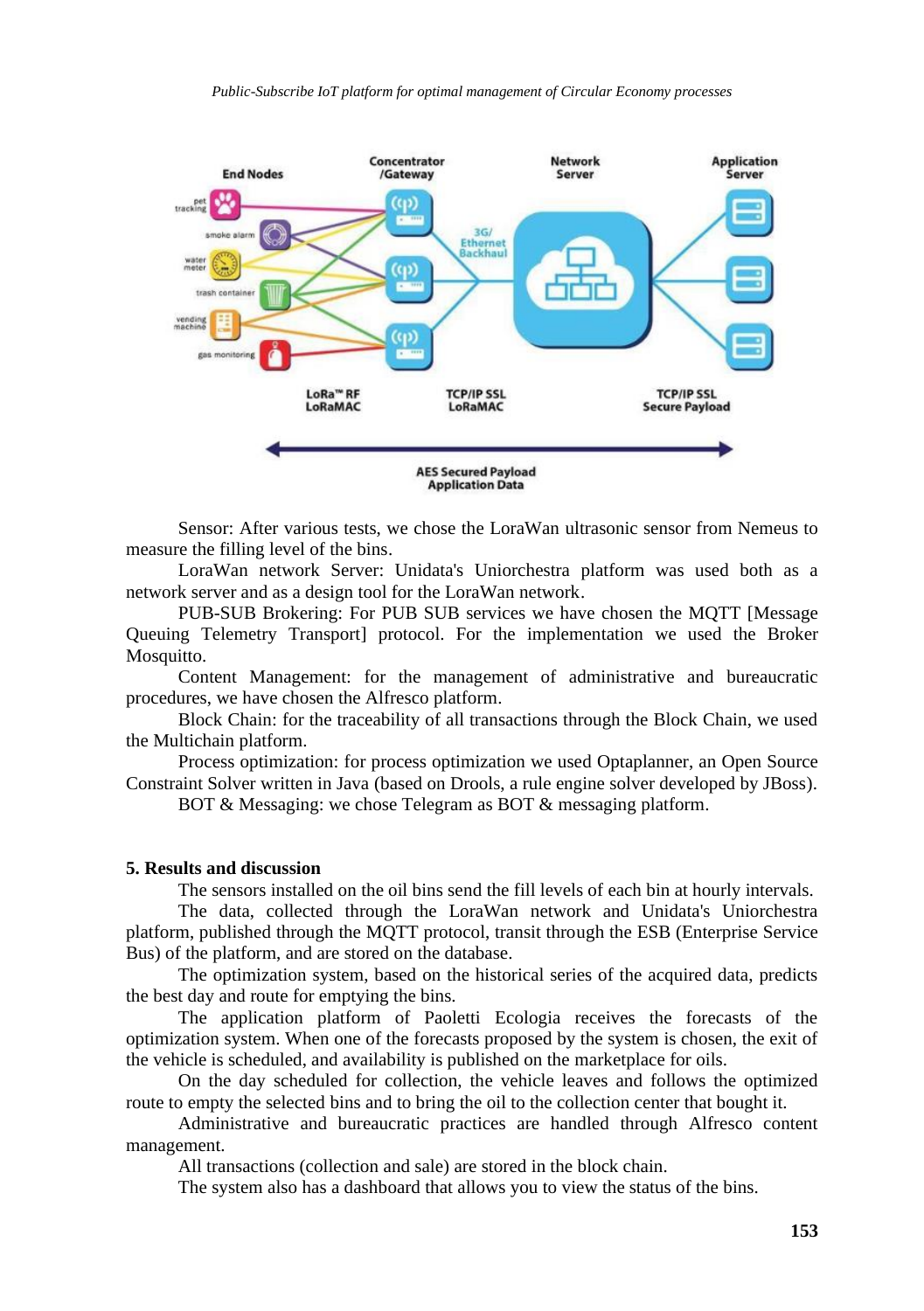Sensor: After various tests, we chose the LoraWan ultrasonic sensor from Nemeus to measure the filling level of the bins.

LoraWan network Server: Unidata's Uniorchestra platform was used both as a network server and as a design tool for the LoraWan network.

PUB-SUB Brokering: For PUB SUB services we have chosen the MQTT [Message Queuing Telemetry Transport] protocol. For the implementation we used the Broker Mosquitto.

Content Management: for the management of administrative and bureaucratic procedures, we have chosen the Alfresco platform.

Block Chain: for the traceability of all transactions through the Block Chain, we used the Multichain platform.

Process optimization: for process optimization we used Optaplanner, an Open Source Constraint Solver written in Java (based on Drools, a rule engine solver developed by JBoss).

BOT & Messaging: we chose Telegram as BOT & messaging platform.

## 5. Results and discussion

The sensors installed on the oil bins send the fill levels of each bin at hourly intervals.

The data, collected through the LoraWan network and Unidata's Uniorchestra platform, published through the MQTT protocol, transit through the ESB (Enterprise Service Bus) of the platform, and are stored on the database.

The optimization system, based on the historical series of the acquired data, predicts the best day and route for emptying the bins.

The application platform of Paoletti Ecologia receives the forecasts of the optimization system. When one of the forecasts proposed by the system is chosen, the exit of the vehicle is scheduled, and availability is published on the marketplace for oils.

On the day scheduled for collection, the vehicle leaves and follows the optimized route to empty the selected bins and to bring the oil to the collection center that bought it.

Administrative and bureaucratic practices are handled through Alfresco content management.

All transactions (collection and sale) are stored in the block chain.

The system also has a dashboard that allows you to view the status of the bins.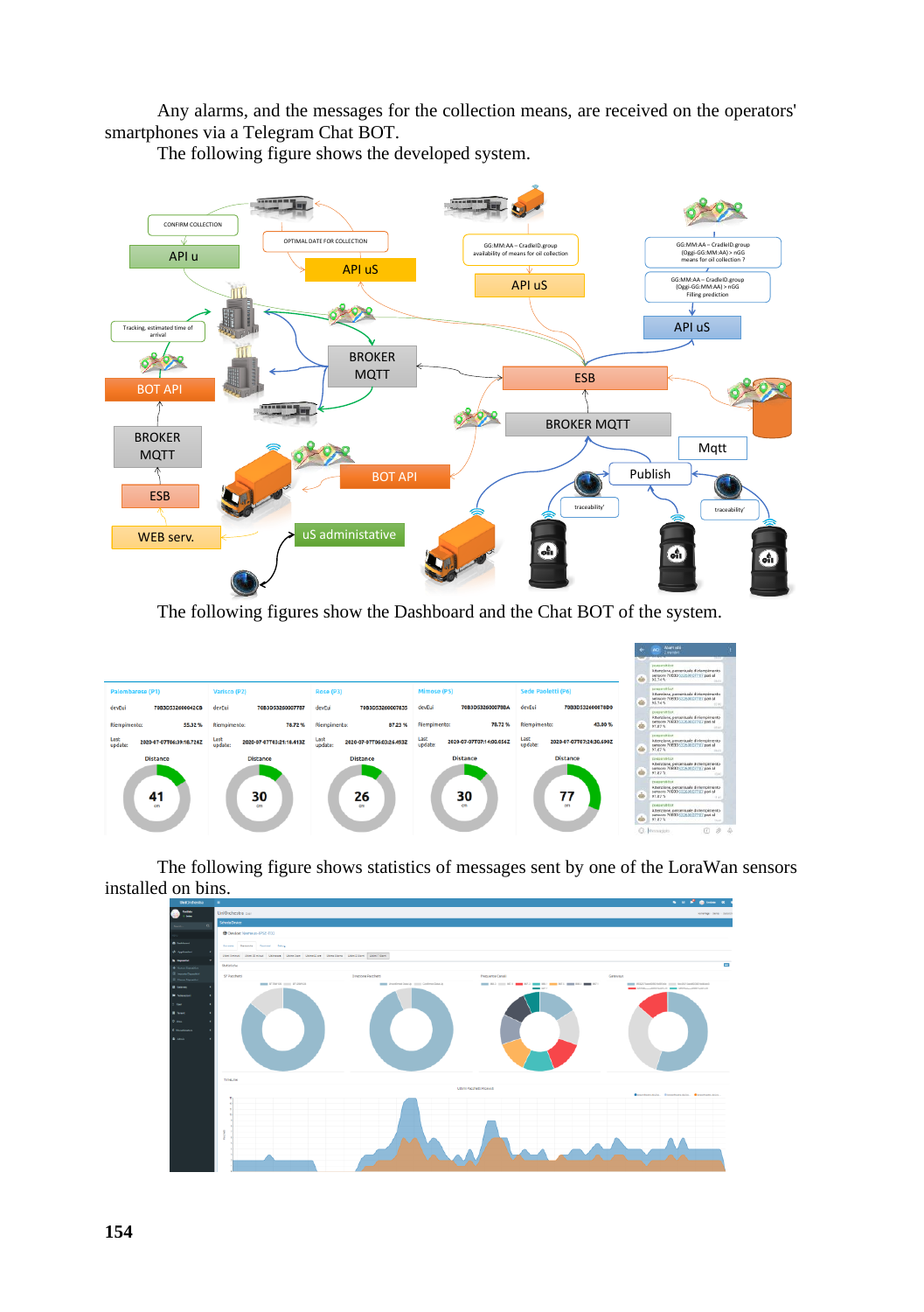Any alarms, and the messages for the collection means, are received on the operators' smartphones via a Telegram Chat BOT.

The following figure shows the developed system.

The following figures show the Dashboard and the Chat BOT of the system.

The following figure shows statistics of messages sent by one of the LoraWan sensors installed on bins.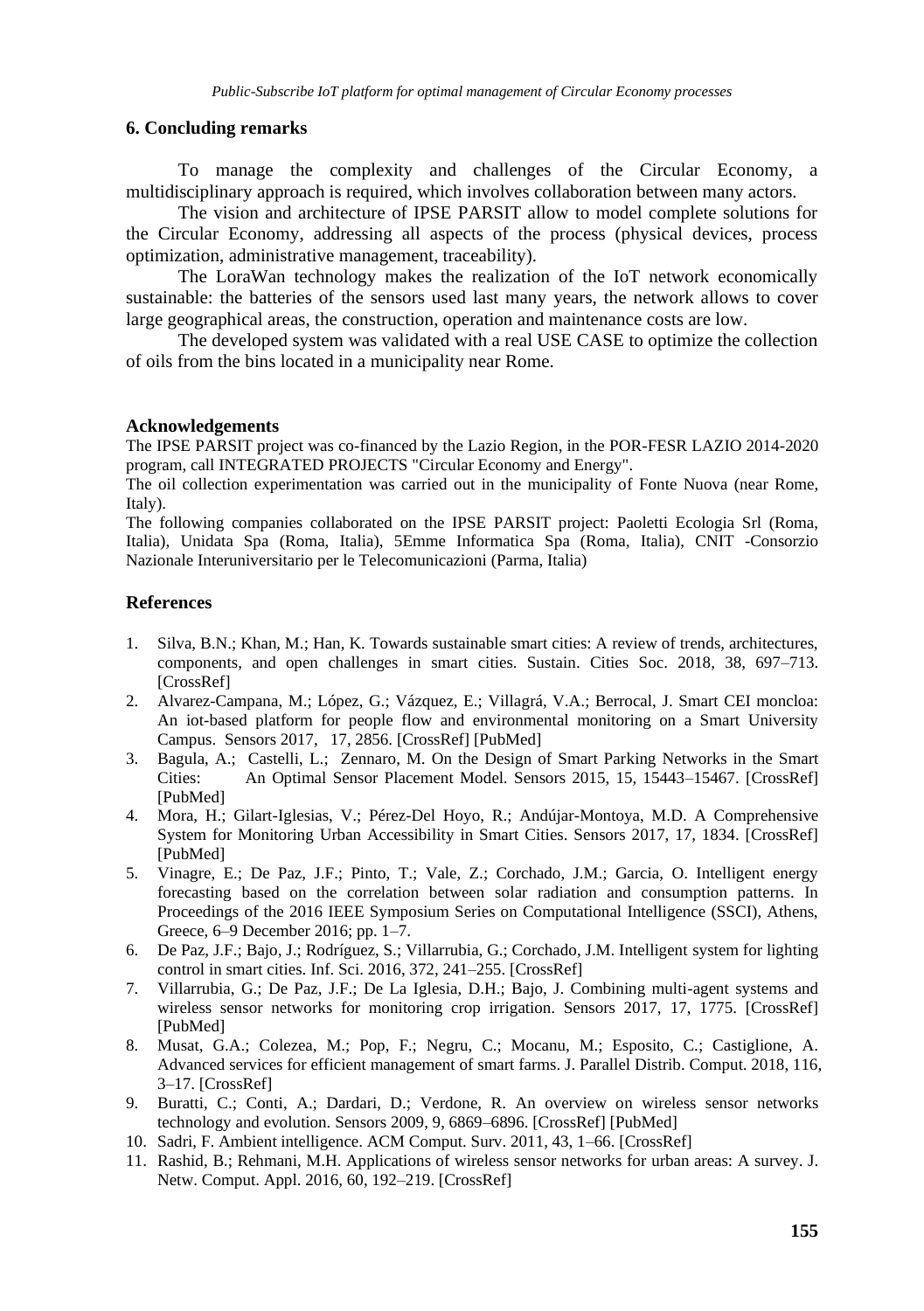## 6. Concluding remarks

To manage the complexity and challenges of the Circular Economy, a multidisciplinary approach is required, which involves collaboration between many actors.

The vision and architecture of IPSE PARSIT allow to model complete solutions for the Circular Economy, addressing all aspects of the process (physical devices, process optimization, administrative management, traceability).

The LoraWan technology makes the realization of the IoT network economically sustainable: the batteries of the sensors used last many years, the network allows to cover large geographical areas, the construction, operation and maintenance costs are low.

The developed system was validated with a real USE CASE to optimize the collection of oils from the bins located in a municipality near Rome.

### Acknowledgements

The IPSE PARSIT project was co-financed by the Lazio Region, in the POR-FESR LAZIO 2014-2020 program, call INTEGRATED PROJECTS "Circular Economy and Energy".

The oil collection experimentation was carried out in the municipality of Fonte Nuova (near Rome, Italy).

The following companies collaborated on the IPSE PARSIT project: Paoletti Ecologia Srl (Roma, Italia), Unidata Spa (Roma, Italia), 5Emme Informatica Spa (Roma, Italia), CNIT -Consorzio Nazionale Interuniversitario per le Telecomunicazioni (Parma, Italia)

### References

1. Silva, B.N.; Khan, M.; Han, K. Towards sustainable smart cities: A review of trends, architectures, components, and open challenges in smart cities. Sustain. Cities Soc. 2018, 38, 697–713. [CrossRef]
2. Alvarez-Campana, M.; López, G.; Vázquez, E.; Villagrá, V.A.; Berrocal, J. Smart CEI moncloa: An iot-based platform for people flow and environmental monitoring on a Smart University Campus. Sensors 2017, 17, 2856. [CrossRef] [PubMed]
3. Bagula, A.; Castelli, L.; Zennaro, M. On the Design of Smart Parking Networks in the Smart Cities: An Optimal Sensor Placement Model. Sensors 2015, 15, 15443–15467. [CrossRef] [PubMed]
4. Mora, H.; Gilart-Iglesias, V.; Pérez-Del Hoyo, R.; Andújar-Montoya, M.D. A Comprehensive System for Monitoring Urban Accessibility in Smart Cities. Sensors 2017, 17, 1834. [CrossRef] [PubMed]
5. Vinagre, E.; De Paz, J.F.; Pinto, T.; Vale, Z.; Corchado, J.M.; Garcia, O. Intelligent energy forecasting based on the correlation between solar radiation and consumption patterns. In Proceedings of the 2016 IEEE Symposium Series on Computational Intelligence (SSCI), Athens, Greece, 6–9 December 2016; pp. 1–7.
6. De Paz, J.F.; Bajo, J.; Rodríguez, S.; Villarrubia, G.; Corchado, J.M. Intelligent system for lighting control in smart cities. Inf. Sci. 2016, 372, 241–255. [CrossRef]
7. Villarrubia, G.; De Paz, J.F.; De La Iglesia, D.H.; Bajo, J. Combining multi-agent systems and wireless sensor networks for monitoring crop irrigation. Sensors 2017, 17, 1775. [CrossRef] [PubMed]
8. Musat, G.A.; Colezea, M.; Pop, F.; Negru, C.; Mocanu, M.; Esposito, C.; Castiglione, A. Advanced services for efficient management of smart farms. J. Parallel Distrib. Comput. 2018, 116, 3–17. [CrossRef]
9. Buratti, C.; Conti, A.; Dardari, D.; Verdone, R. An overview on wireless sensor networks technology and evolution. Sensors 2009, 9, 6869–6896. [CrossRef] [PubMed]
10. Sadri, F. Ambient intelligence. ACM Comput. Surv. 2011, 43, 1–66. [CrossRef]
11. Rashid, B.; Rehmani, M.H. Applications of wireless sensor networks for urban areas: A survey. J. Netw. Comput. Appl. 2016, 60, 192–219. [CrossRef]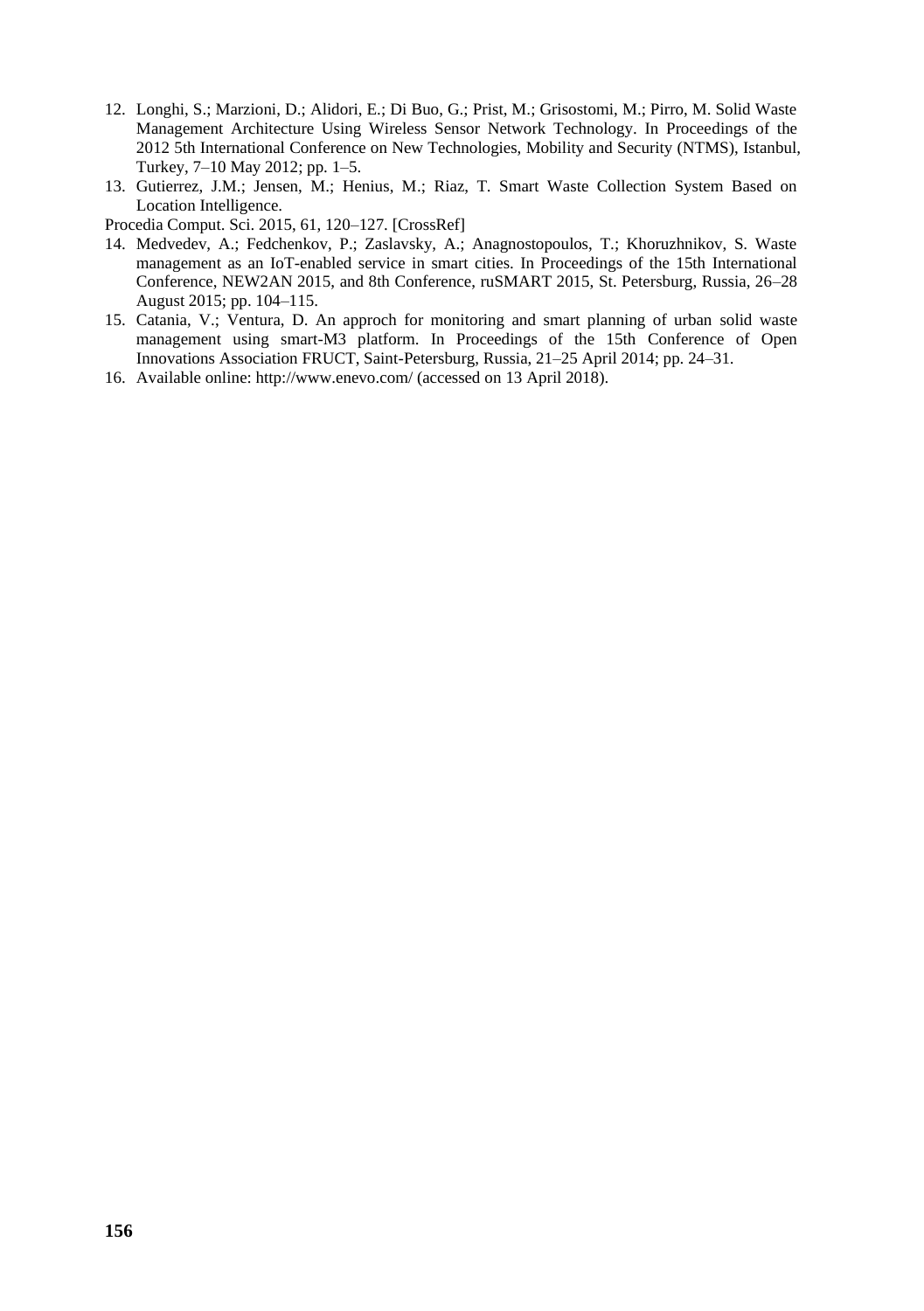12. Longhi, S.; Marzioni, D.; Alidori, E.; Di Buo, G.; Prist, M.; Grisostomi, M.; Pirro, M. Solid Waste Management Architecture Using Wireless Sensor Network Technology. In Proceedings of the 2012 5th International Conference on New Technologies, Mobility and Security (NTMS), Istanbul, Turkey, 7–10 May 2012; pp. 1–5.
13. Gutierrez, J.M.; Jensen, M.; Henius, M.; Riaz, T. Smart Waste Collection System Based on Location Intelligence.

Procedia Comput. Sci. 2015, 61, 120–127. [CrossRef]

14. Medvedev, A.; Fedchenkov, P.; Zaslavsky, A.; Anagnostopoulos, T.; Khoruzhnikov, S. Waste management as an IoT-enabled service in smart cities. In Proceedings of the 15th International Conference, NEW2AN 2015, and 8th Conference, ruSMART 2015, St. Petersburg, Russia, 26–28 August 2015; pp. 104–115.
15. Catania, V.; Ventura, D. An approch for monitoring and smart planning of urban solid waste management using smart-M3 platform. In Proceedings of the 15th Conference of Open Innovations Association FRUCT, Saint-Petersburg, Russia, 21–25 April 2014; pp. 24–31.
16. Available online: http://www.enevo.com/ (accessed on 13 April 2018).